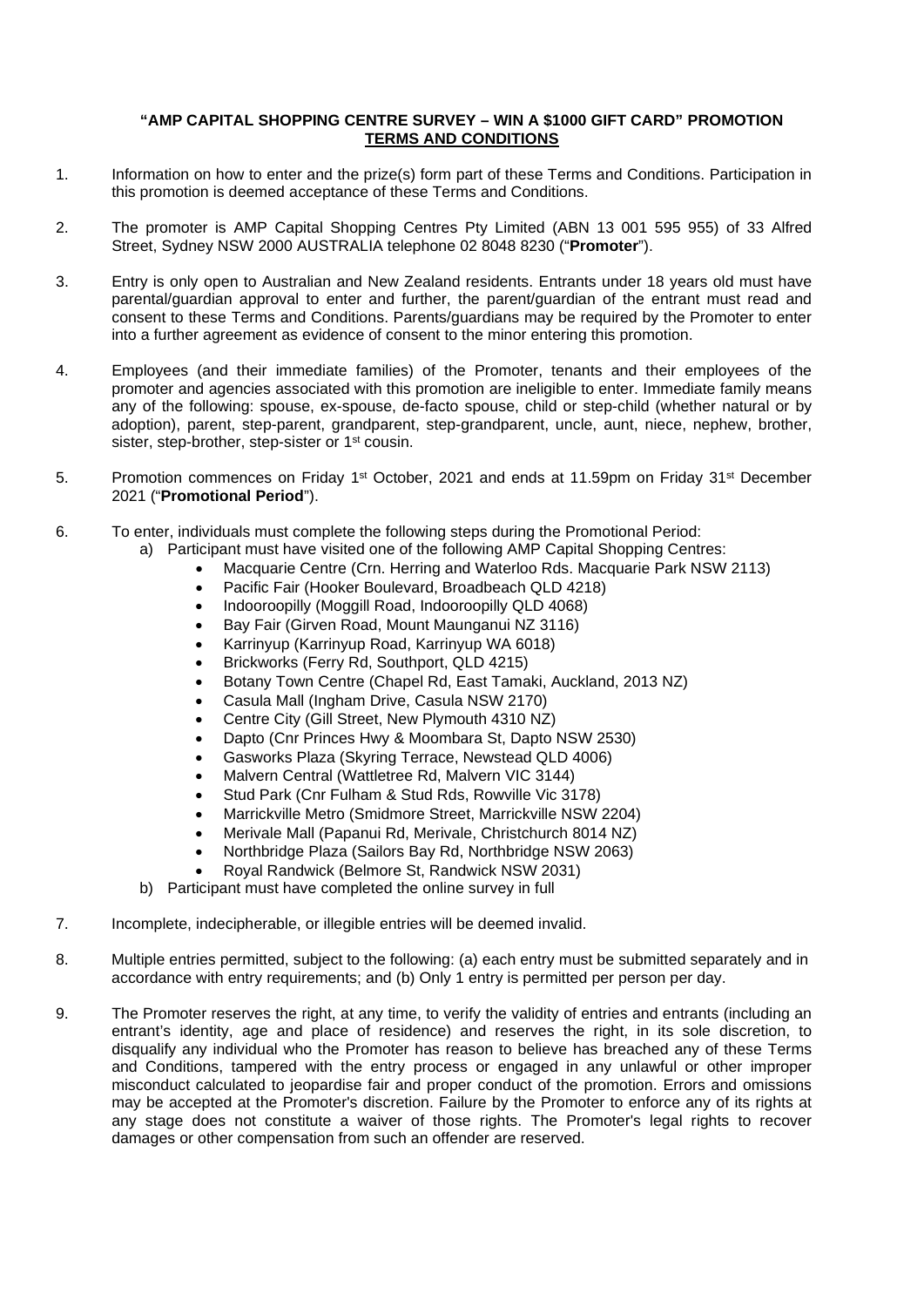**"AMP CAPITAL SHOPPING CENTRE SURVEY – WIN A $1000 GIFT CARD" PROMOTION**
**TERMS AND CONDITIONS**

1. Information on how to enter and the prize(s) form part of these Terms and Conditions. Participation in this promotion is deemed acceptance of these Terms and Conditions.

2. The promoter is AMP Capital Shopping Centres Pty Limited (ABN 13 001 595 955) of 33 Alfred Street, Sydney NSW 2000 AUSTRALIA telephone 02 8048 8230 ("**Promoter**").

3. Entry is only open to Australian and New Zealand residents. Entrants under 18 years old must have parental/guardian approval to enter and further, the parent/guardian of the entrant must read and consent to these Terms and Conditions. Parents/guardians may be required by the Promoter to enter into a further agreement as evidence of consent to the minor entering this promotion.

4. Employees (and their immediate families) of the Promoter, tenants and their employees of the promoter and agencies associated with this promotion are ineligible to enter. Immediate family means any of the following: spouse, ex-spouse, de-facto spouse, child or step-child (whether natural or by adoption), parent, step-parent, grandparent, step-grandparent, uncle, aunt, niece, nephew, brother, sister, step-brother, step-sister or 1st cousin.

5. Promotion commences on Friday 1st October, 2021 and ends at 11.59pm on Friday 31st December 2021 ("**Promotional Period**").

6. To enter, individuals must complete the following steps during the Promotional Period:
   a) Participant must have visited one of the following AMP Capital Shopping Centres:
      - Macquarie Centre (Crn. Herring and Waterloo Rds. Macquarie Park NSW 2113)
      - Pacific Fair (Hooker Boulevard, Broadbeach QLD 4218)
      - Indooroopilly (Moggill Road, Indooroopilly QLD 4068)
      - Bay Fair (Girven Road, Mount Maunganui NZ 3116)
      - Karrinyup (Karrinyup Road, Karrinyup WA 6018)
      - Brickworks (Ferry Rd, Southport, QLD 4215)
      - Botany Town Centre (Chapel Rd, East Tamaki, Auckland, 2013 NZ)
      - Casula Mall (Ingham Drive, Casula NSW 2170)
      - Centre City (Gill Street, New Plymouth 4310 NZ)
      - Dapto (Cnr Princes Hwy & Moombara St, Dapto NSW 2530)
      - Gasworks Plaza (Skyring Terrace, Newstead QLD 4006)
      - Malvern Central (Wattletree Rd, Malvern VIC 3144)
      - Stud Park (Cnr Fulham & Stud Rds, Rowville Vic 3178)
      - Marrickville Metro (Smidmore Street, Marrickville NSW 2204)
      - Merivale Mall (Papanui Rd, Merivale, Christchurch 8014 NZ)
      - Northbridge Plaza (Sailors Bay Rd, Northbridge NSW 2063)
      - Royal Randwick (Belmore St, Randwick NSW 2031)
   b) Participant must have completed the online survey in full

7. Incomplete, indecipherable, or illegible entries will be deemed invalid.

8. Multiple entries permitted, subject to the following: (a) each entry must be submitted separately and in accordance with entry requirements; and (b) Only 1 entry is permitted per person per day.

9. The Promoter reserves the right, at any time, to verify the validity of entries and entrants (including an entrant's identity, age and place of residence) and reserves the right, in its sole discretion, to disqualify any individual who the Promoter has reason to believe has breached any of these Terms and Conditions, tampered with the entry process or engaged in any unlawful or other improper misconduct calculated to jeopardise fair and proper conduct of the promotion. Errors and omissions may be accepted at the Promoter's discretion. Failure by the Promoter to enforce any of its rights at any stage does not constitute a waiver of those rights. The Promoter's legal rights to recover damages or other compensation from such an offender are reserved.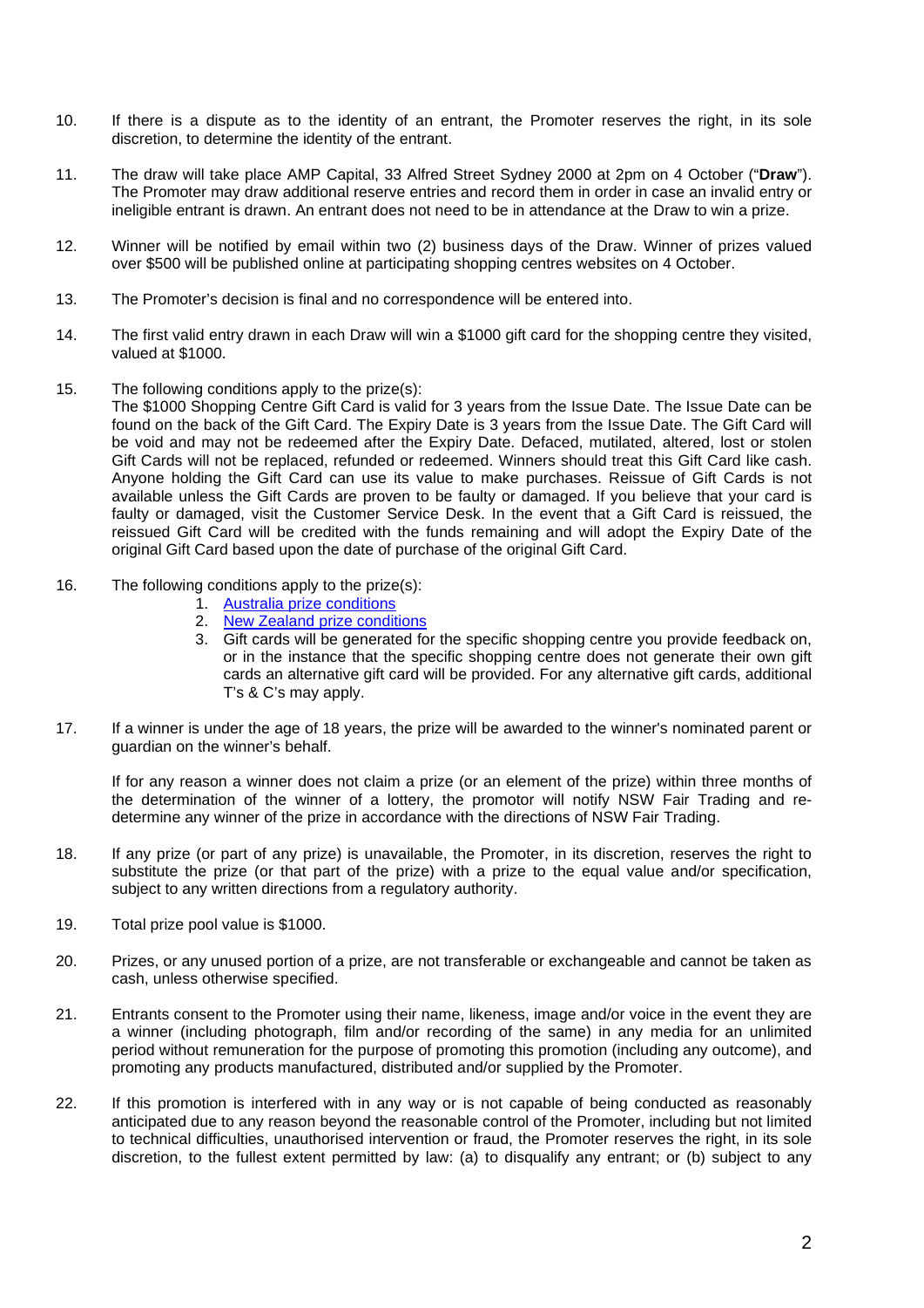10. If there is a dispute as to the identity of an entrant, the Promoter reserves the right, in its sole discretion, to determine the identity of the entrant.

11. The draw will take place AMP Capital, 33 Alfred Street Sydney 2000 at 2pm on 4 October ("**Draw**"). The Promoter may draw additional reserve entries and record them in order in case an invalid entry or ineligible entrant is drawn. An entrant does not need to be in attendance at the Draw to win a prize.

12. Winner will be notified by email within two (2) business days of the Draw. Winner of prizes valued over $500 will be published online at participating shopping centres websites on 4 October.

13. The Promoter's decision is final and no correspondence will be entered into.

14. The first valid entry drawn in each Draw will win a $1000 gift card for the shopping centre they visited, valued at $1000.

15. The following conditions apply to the prize(s):
    The $1000 Shopping Centre Gift Card is valid for 3 years from the Issue Date. The Issue Date can be found on the back of the Gift Card. The Expiry Date is 3 years from the Issue Date. The Gift Card will be void and may not be redeemed after the Expiry Date. Defaced, mutilated, altered, lost or stolen Gift Cards will not be replaced, refunded or redeemed. Winners should treat this Gift Card like cash. Anyone holding the Gift Card can use its value to make purchases. Reissue of Gift Cards is not available unless the Gift Cards are proven to be faulty or damaged. If you believe that your card is faulty or damaged, visit the Customer Service Desk. In the event that a Gift Card is reissued, the reissued Gift Card will be credited with the funds remaining and will adopt the Expiry Date of the original Gift Card based upon the date of purchase of the original Gift Card.

16. The following conditions apply to the prize(s):
    1. Australia prize conditions
    2. New Zealand prize conditions
    3. Gift cards will be generated for the specific shopping centre you provide feedback on, or in the instance that the specific shopping centre does not generate their own gift cards an alternative gift card will be provided. For any alternative gift cards, additional T's & C's may apply.

17. If a winner is under the age of 18 years, the prize will be awarded to the winner's nominated parent or guardian on the winner's behalf.

    If for any reason a winner does not claim a prize (or an element of the prize) within three months of the determination of the winner of a lottery, the promotor will notify NSW Fair Trading and re-determine any winner of the prize in accordance with the directions of NSW Fair Trading.

18. If any prize (or part of any prize) is unavailable, the Promoter, in its discretion, reserves the right to substitute the prize (or that part of the prize) with a prize to the equal value and/or specification, subject to any written directions from a regulatory authority.

19. Total prize pool value is $1000.

20. Prizes, or any unused portion of a prize, are not transferable or exchangeable and cannot be taken as cash, unless otherwise specified.

21. Entrants consent to the Promoter using their name, likeness, image and/or voice in the event they are a winner (including photograph, film and/or recording of the same) in any media for an unlimited period without remuneration for the purpose of promoting this promotion (including any outcome), and promoting any products manufactured, distributed and/or supplied by the Promoter.

22. If this promotion is interfered with in any way or is not capable of being conducted as reasonably anticipated due to any reason beyond the reasonable control of the Promoter, including but not limited to technical difficulties, unauthorised intervention or fraud, the Promoter reserves the right, in its sole discretion, to the fullest extent permitted by law: (a) to disqualify any entrant; or (b) subject to any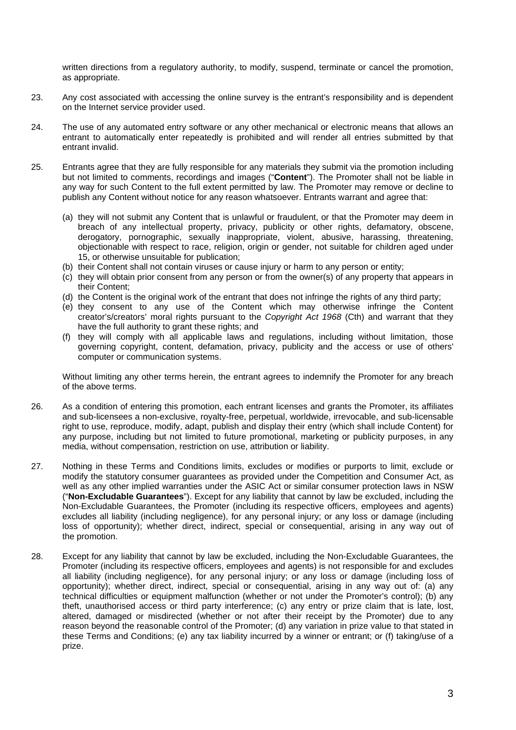written directions from a regulatory authority, to modify, suspend, terminate or cancel the promotion, as appropriate.

23. Any cost associated with accessing the online survey is the entrant's responsibility and is dependent on the Internet service provider used.

24. The use of any automated entry software or any other mechanical or electronic means that allows an entrant to automatically enter repeatedly is prohibited and will render all entries submitted by that entrant invalid.

25. Entrants agree that they are fully responsible for any materials they submit via the promotion including but not limited to comments, recordings and images ("**Content**"). The Promoter shall not be liable in any way for such Content to the full extent permitted by law. The Promoter may remove or decline to publish any Content without notice for any reason whatsoever. Entrants warrant and agree that:

    (a) they will not submit any Content that is unlawful or fraudulent, or that the Promoter may deem in breach of any intellectual property, privacy, publicity or other rights, defamatory, obscene, derogatory, pornographic, sexually inappropriate, violent, abusive, harassing, threatening, objectionable with respect to race, religion, origin or gender, not suitable for children aged under 15, or otherwise unsuitable for publication;
    (b) their Content shall not contain viruses or cause injury or harm to any person or entity;
    (c) they will obtain prior consent from any person or from the owner(s) of any property that appears in their Content;
    (d) the Content is the original work of the entrant that does not infringe the rights of any third party;
    (e) they consent to any use of the Content which may otherwise infringe the Content creator's/creators' moral rights pursuant to the *Copyright Act 1968* (Cth) and warrant that they have the full authority to grant these rights; and
    (f) they will comply with all applicable laws and regulations, including without limitation, those governing copyright, content, defamation, privacy, publicity and the access or use of others' computer or communication systems.

    Without limiting any other terms herein, the entrant agrees to indemnify the Promoter for any breach of the above terms.

26. As a condition of entering this promotion, each entrant licenses and grants the Promoter, its affiliates and sub-licensees a non-exclusive, royalty-free, perpetual, worldwide, irrevocable, and sub-licensable right to use, reproduce, modify, adapt, publish and display their entry (which shall include Content) for any purpose, including but not limited to future promotional, marketing or publicity purposes, in any media, without compensation, restriction on use, attribution or liability.

27. Nothing in these Terms and Conditions limits, excludes or modifies or purports to limit, exclude or modify the statutory consumer guarantees as provided under the Competition and Consumer Act, as well as any other implied warranties under the ASIC Act or similar consumer protection laws in NSW ("**Non-Excludable Guarantees**"). Except for any liability that cannot by law be excluded, including the Non-Excludable Guarantees, the Promoter (including its respective officers, employees and agents) excludes all liability (including negligence), for any personal injury; or any loss or damage (including loss of opportunity); whether direct, indirect, special or consequential, arising in any way out of the promotion.

28. Except for any liability that cannot by law be excluded, including the Non-Excludable Guarantees, the Promoter (including its respective officers, employees and agents) is not responsible for and excludes all liability (including negligence), for any personal injury; or any loss or damage (including loss of opportunity); whether direct, indirect, special or consequential, arising in any way out of: (a) any technical difficulties or equipment malfunction (whether or not under the Promoter's control); (b) any theft, unauthorised access or third party interference; (c) any entry or prize claim that is late, lost, altered, damaged or misdirected (whether or not after their receipt by the Promoter) due to any reason beyond the reasonable control of the Promoter; (d) any variation in prize value to that stated in these Terms and Conditions; (e) any tax liability incurred by a winner or entrant; or (f) taking/use of a prize.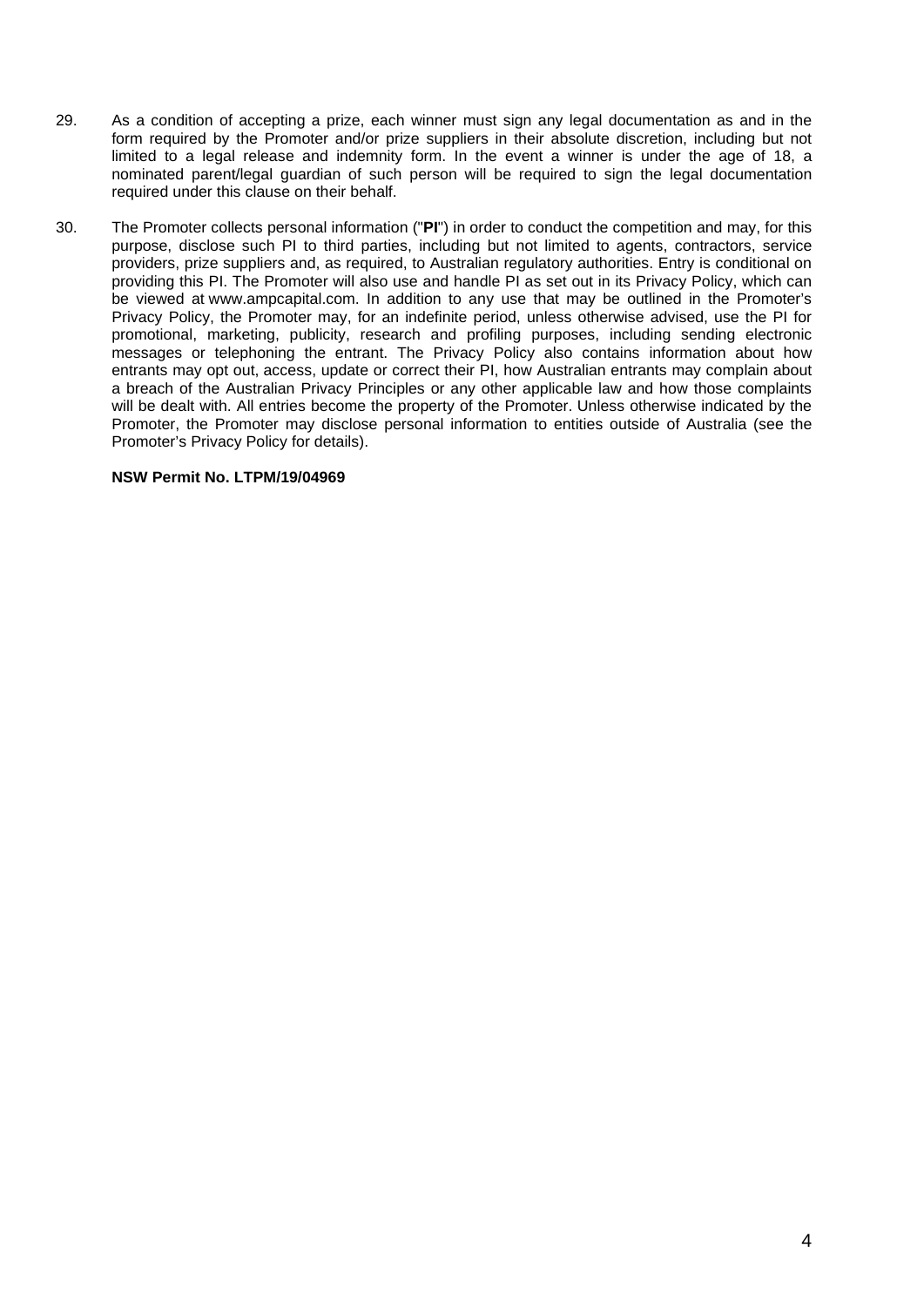29. As a condition of accepting a prize, each winner must sign any legal documentation as and in the form required by the Promoter and/or prize suppliers in their absolute discretion, including but not limited to a legal release and indemnity form. In the event a winner is under the age of 18, a nominated parent/legal guardian of such person will be required to sign the legal documentation required under this clause on their behalf.

30. The Promoter collects personal information ("**PI**") in order to conduct the competition and may, for this purpose, disclose such PI to third parties, including but not limited to agents, contractors, service providers, prize suppliers and, as required, to Australian regulatory authorities. Entry is conditional on providing this PI. The Promoter will also use and handle PI as set out in its Privacy Policy, which can be viewed at www.ampcapital.com. In addition to any use that may be outlined in the Promoter's Privacy Policy, the Promoter may, for an indefinite period, unless otherwise advised, use the PI for promotional, marketing, publicity, research and profiling purposes, including sending electronic messages or telephoning the entrant. The Privacy Policy also contains information about how entrants may opt out, access, update or correct their PI, how Australian entrants may complain about a breach of the Australian Privacy Principles or any other applicable law and how those complaints will be dealt with. All entries become the property of the Promoter. Unless otherwise indicated by the Promoter, the Promoter may disclose personal information to entities outside of Australia (see the Promoter's Privacy Policy for details).

**NSW Permit No. LTPM/19/04969**